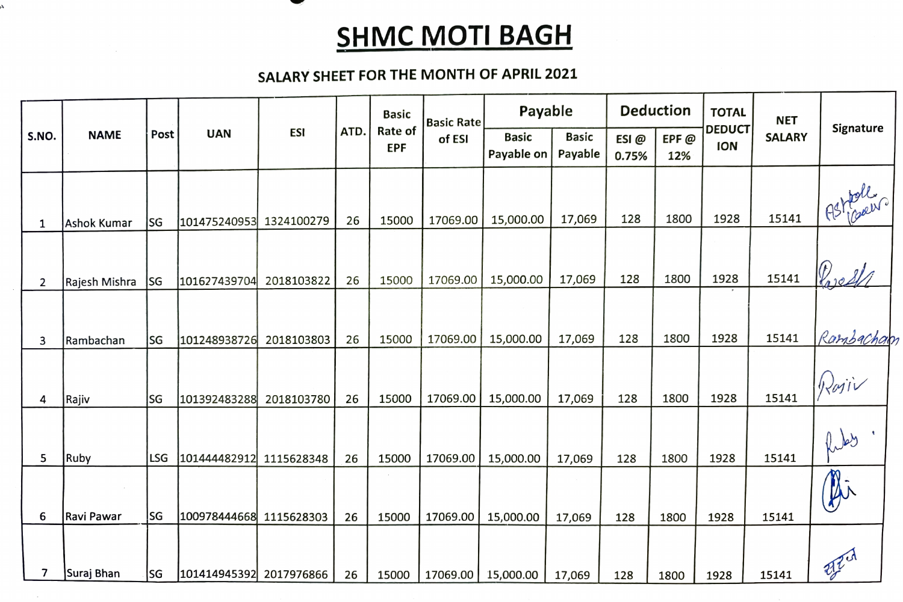# SHMC MOTI BAGH

## SALARY SHEET FOR THE MONTH OF APRIL 2021

| S.NO. | NAME | Post | UAN | ESI | ATD. | Basic Rate of EPF | Basic Rate of ESI | Payable | | Deduction | | TOTAL DEDUCTION | NET SALARY | Signature |
|---|---|---|---|---|---|---|---|---|---|---|---|---|---|---|
| | | | | | | | | Basic Payable on | Basic Payable | ESI @ 0.75% | EPF @ 12% | | | |
| 1 | Ashok Kumar | SG | 101475240953 | 1324100279 | 26 | 15000 | 17069.00 | 15,000.00 | 17,069 | 128 | 1800 | 1928 | 15141 | Ashok Kumar |
| 2 | Rajesh Mishra | SG | 101627439704 | 2018103822 | 26 | 15000 | 17069.00 | 15,000.00 | 17,069 | 128 | 1800 | 1928 | 15141 | Rajesh |
| 3 | Rambachan | SG | 101248938726 | 2018103803 | 26 | 15000 | 17069.00 | 15,000.00 | 17,069 | 128 | 1800 | 1928 | 15141 | Rambachan |
| 4 | Rajiv | SG | 101392483288 | 2018103780 | 26 | 15000 | 17069.00 | 15,000.00 | 17,069 | 128 | 1800 | 1928 | 15141 | Rajiv |
| 5 | Ruby | LSG | 101444482912 | 1115628348 | 26 | 15000 | 17069.00 | 15,000.00 | 17,069 | 128 | 1800 | 1928 | 15141 | Ruby |
| 6 | Ravi Pawar | SG | 100978444668 | 1115628303 | 26 | 15000 | 17069.00 | 15,000.00 | 17,069 | 128 | 1800 | 1928 | 15141 | Ravi |
| 7 | Suraj Bhan | SG | 101414945392 | 2017976866 | 26 | 15000 | 17069.00 | 15,000.00 | 17,069 | 128 | 1800 | 1928 | 15141 | सूरज |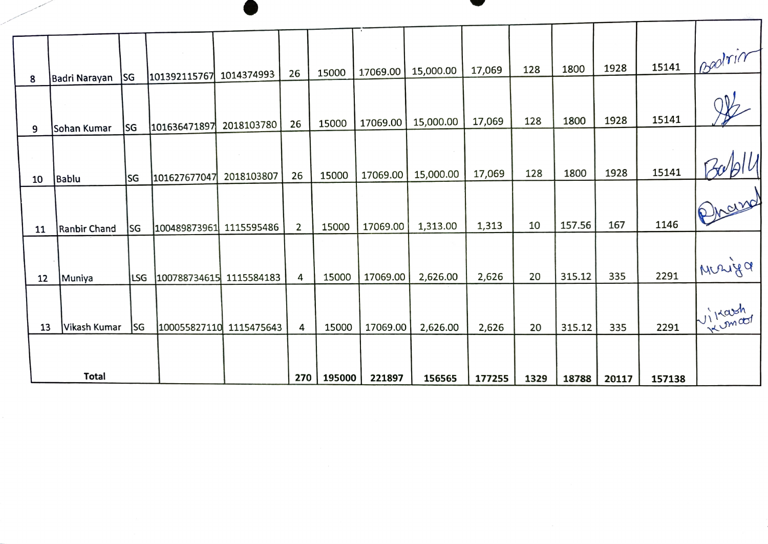| | | | | | | | | | | | | | | | |
|---|---|---|---|---|---|---|---|---|---|---|---|---|---|---|---|
| 8 | Badri Narayan | SG | 101392115767 | 1014374993 | 26 | 15000 | 17069.00 | 15,000.00 | 17,069 | 128 | 1800 | 1928 | 15141 | Badrin |
| 9 | Sohan Kumar | SG | 101636471897 | 2018103780 | 26 | 15000 | 17069.00 | 15,000.00 | 17,069 | 128 | 1800 | 1928 | 15141 | |
| 10 | Bablu | SG | 101627677047 | 2018103807 | 26 | 15000 | 17069.00 | 15,000.00 | 17,069 | 128 | 1800 | 1928 | 15141 | Bablu |
| 11 | Ranbir Chand | SG | 100489873961 | 1115595486 | 2 | 15000 | 17069.00 | 1,313.00 | 1,313 | 10 | 157.56 | 167 | 1146 | Chand |
| 12 | Muniya | LSG | 100788734615 | 1115584183 | 4 | 15000 | 17069.00 | 2,626.00 | 2,626 | 20 | 315.12 | 335 | 2291 | Muniya |
| 13 | Vikash Kumar | SG | 100055827110 | 1115475643 | 4 | 15000 | 17069.00 | 2,626.00 | 2,626 | 20 | 315.12 | 335 | 2291 | Vikash Kumar |
| **Total** | | | | | **270** | **195000** | **221897** | **156565** | **177255** | **1329** | **18788** | **20117** | **157138** | |